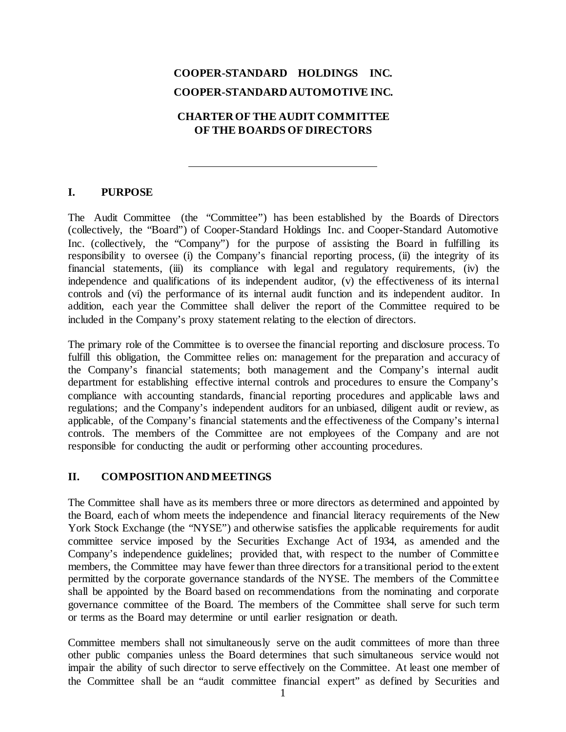# COOPER-STANDARD HOLDINGS INC.

# COOPER-STANDARD AUTOMOTIVE INC.

## CHARTER OF THE AUDIT COMMITTEE OF THE BOARDS OF DIRECTORS

---

## I. PURPOSE

The Audit Committee (the "Committee") has been established by the Boards of Directors (collectively, the "Board") of Cooper-Standard Holdings Inc. and Cooper-Standard Automotive Inc. (collectively, the "Company") for the purpose of assisting the Board in fulfilling its responsibility to oversee (i) the Company's financial reporting process, (ii) the integrity of its financial statements, (iii) its compliance with legal and regulatory requirements, (iv) the independence and qualifications of its independent auditor, (v) the effectiveness of its internal controls and (vi) the performance of its internal audit function and its independent auditor. In addition, each year the Committee shall deliver the report of the Committee required to be included in the Company's proxy statement relating to the election of directors.

The primary role of the Committee is to oversee the financial reporting and disclosure process. To fulfill this obligation, the Committee relies on: management for the preparation and accuracy of the Company's financial statements; both management and the Company's internal audit department for establishing effective internal controls and procedures to ensure the Company's compliance with accounting standards, financial reporting procedures and applicable laws and regulations; and the Company's independent auditors for an unbiased, diligent audit or review, as applicable, of the Company's financial statements and the effectiveness of the Company's internal controls. The members of the Committee are not employees of the Company and are not responsible for conducting the audit or performing other accounting procedures.

## II. COMPOSITION AND MEETINGS

The Committee shall have as its members three or more directors as determined and appointed by the Board, each of whom meets the independence and financial literacy requirements of the New York Stock Exchange (the "NYSE") and otherwise satisfies the applicable requirements for audit committee service imposed by the Securities Exchange Act of 1934, as amended and the Company's independence guidelines; provided that, with respect to the number of Committee members, the Committee may have fewer than three directors for a transitional period to the extent permitted by the corporate governance standards of the NYSE. The members of the Committee shall be appointed by the Board based on recommendations from the nominating and corporate governance committee of the Board. The members of the Committee shall serve for such term or terms as the Board may determine or until earlier resignation or death.

Committee members shall not simultaneously serve on the audit committees of more than three other public companies unless the Board determines that such simultaneous service would not impair the ability of such director to serve effectively on the Committee. At least one member of the Committee shall be an "audit committee financial expert" as defined by Securities and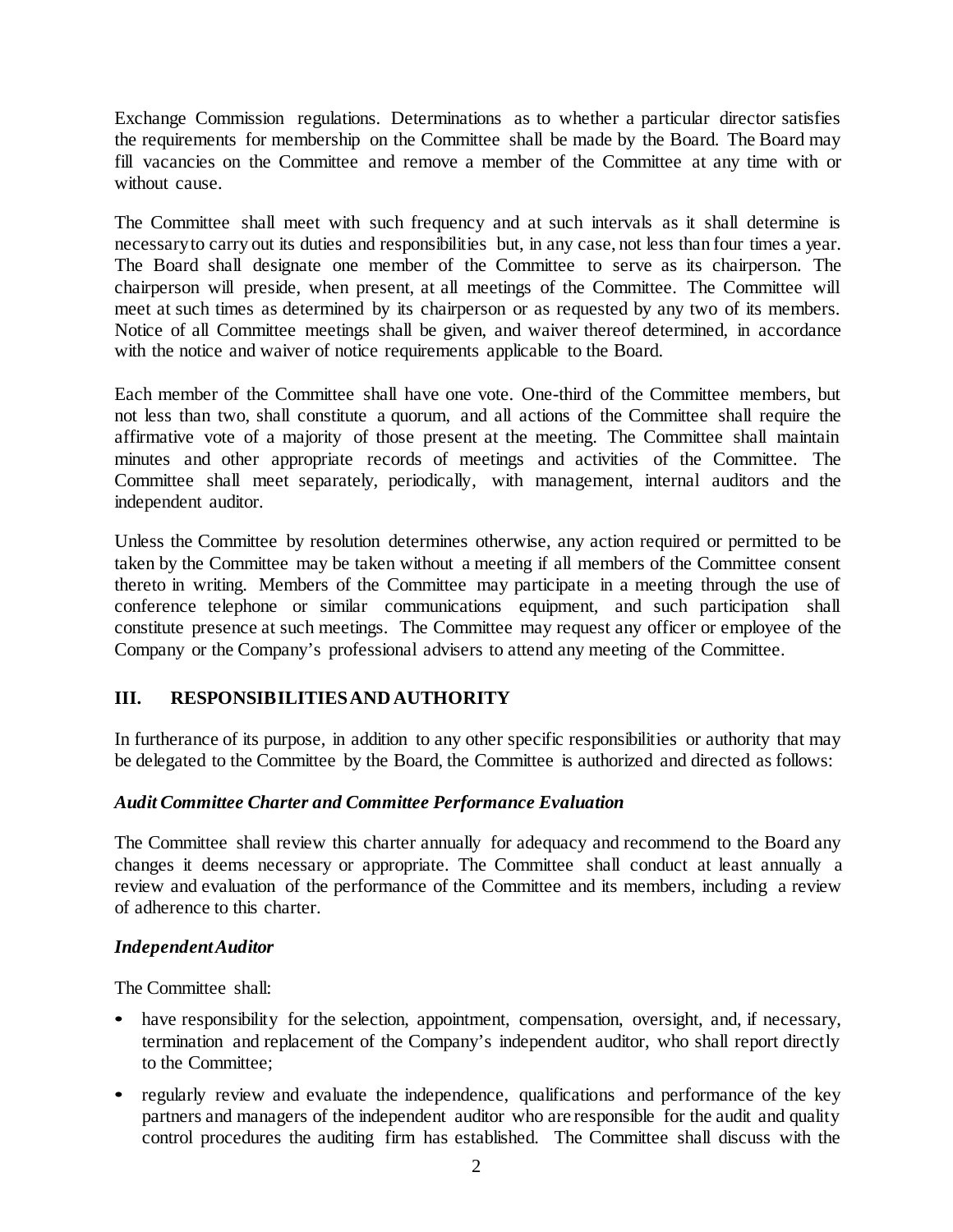Exchange Commission regulations. Determinations as to whether a particular director satisfies the requirements for membership on the Committee shall be made by the Board. The Board may fill vacancies on the Committee and remove a member of the Committee at any time with or without cause.

The Committee shall meet with such frequency and at such intervals as it shall determine is necessary to carry out its duties and responsibilities but, in any case, not less than four times a year. The Board shall designate one member of the Committee to serve as its chairperson. The chairperson will preside, when present, at all meetings of the Committee. The Committee will meet at such times as determined by its chairperson or as requested by any two of its members. Notice of all Committee meetings shall be given, and waiver thereof determined, in accordance with the notice and waiver of notice requirements applicable to the Board.

Each member of the Committee shall have one vote. One-third of the Committee members, but not less than two, shall constitute a quorum, and all actions of the Committee shall require the affirmative vote of a majority of those present at the meeting. The Committee shall maintain minutes and other appropriate records of meetings and activities of the Committee. The Committee shall meet separately, periodically, with management, internal auditors and the independent auditor.

Unless the Committee by resolution determines otherwise, any action required or permitted to be taken by the Committee may be taken without a meeting if all members of the Committee consent thereto in writing. Members of the Committee may participate in a meeting through the use of conference telephone or similar communications equipment, and such participation shall constitute presence at such meetings. The Committee may request any officer or employee of the Company or the Company's professional advisers to attend any meeting of the Committee.

## III. RESPONSIBILITIES AND AUTHORITY

In furtherance of its purpose, in addition to any other specific responsibilities or authority that may be delegated to the Committee by the Board, the Committee is authorized and directed as follows:

### *Audit Committee Charter and Committee Performance Evaluation*

The Committee shall review this charter annually for adequacy and recommend to the Board any changes it deems necessary or appropriate. The Committee shall conduct at least annually a review and evaluation of the performance of the Committee and its members, including a review of adherence to this charter.

### *Independent Auditor*

The Committee shall:

- have responsibility for the selection, appointment, compensation, oversight, and, if necessary, termination and replacement of the Company's independent auditor, who shall report directly to the Committee;
- regularly review and evaluate the independence, qualifications and performance of the key partners and managers of the independent auditor who are responsible for the audit and quality control procedures the auditing firm has established. The Committee shall discuss with the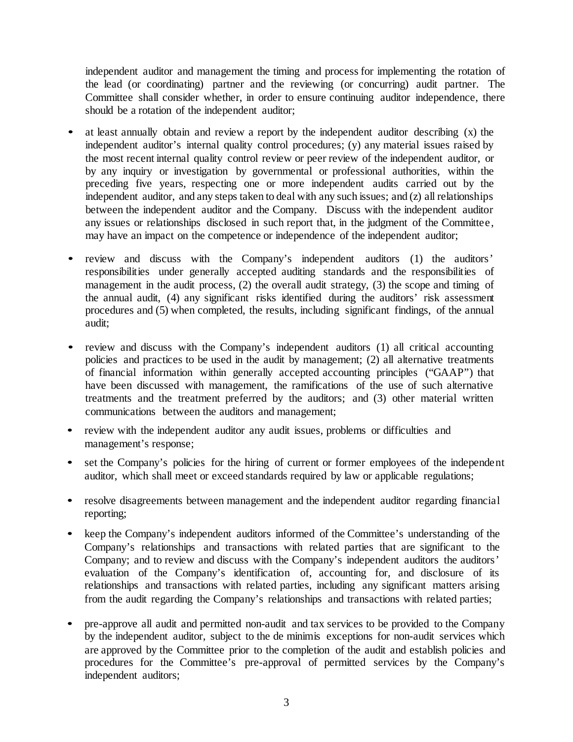independent auditor and management the timing and process for implementing the rotation of the lead (or coordinating) partner and the reviewing (or concurring) audit partner. The Committee shall consider whether, in order to ensure continuing auditor independence, there should be a rotation of the independent auditor;

- at least annually obtain and review a report by the independent auditor describing (x) the independent auditor's internal quality control procedures; (y) any material issues raised by the most recent internal quality control review or peer review of the independent auditor, or by any inquiry or investigation by governmental or professional authorities, within the preceding five years, respecting one or more independent audits carried out by the independent auditor, and any steps taken to deal with any such issues; and (z) all relationships between the independent auditor and the Company. Discuss with the independent auditor any issues or relationships disclosed in such report that, in the judgment of the Committee, may have an impact on the competence or independence of the independent auditor;

- review and discuss with the Company's independent auditors (1) the auditors' responsibilities under generally accepted auditing standards and the responsibilities of management in the audit process, (2) the overall audit strategy, (3) the scope and timing of the annual audit, (4) any significant risks identified during the auditors' risk assessment procedures and (5) when completed, the results, including significant findings, of the annual audit;

- review and discuss with the Company's independent auditors (1) all critical accounting policies and practices to be used in the audit by management; (2) all alternative treatments of financial information within generally accepted accounting principles ("GAAP") that have been discussed with management, the ramifications of the use of such alternative treatments and the treatment preferred by the auditors; and (3) other material written communications between the auditors and management;

- review with the independent auditor any audit issues, problems or difficulties and management's response;

- set the Company's policies for the hiring of current or former employees of the independent auditor, which shall meet or exceed standards required by law or applicable regulations;

- resolve disagreements between management and the independent auditor regarding financial reporting;

- keep the Company's independent auditors informed of the Committee's understanding of the Company's relationships and transactions with related parties that are significant to the Company; and to review and discuss with the Company's independent auditors the auditors' evaluation of the Company's identification of, accounting for, and disclosure of its relationships and transactions with related parties, including any significant matters arising from the audit regarding the Company's relationships and transactions with related parties;

- pre-approve all audit and permitted non-audit and tax services to be provided to the Company by the independent auditor, subject to the de minimis exceptions for non-audit services which are approved by the Committee prior to the completion of the audit and establish policies and procedures for the Committee's pre-approval of permitted services by the Company's independent auditors;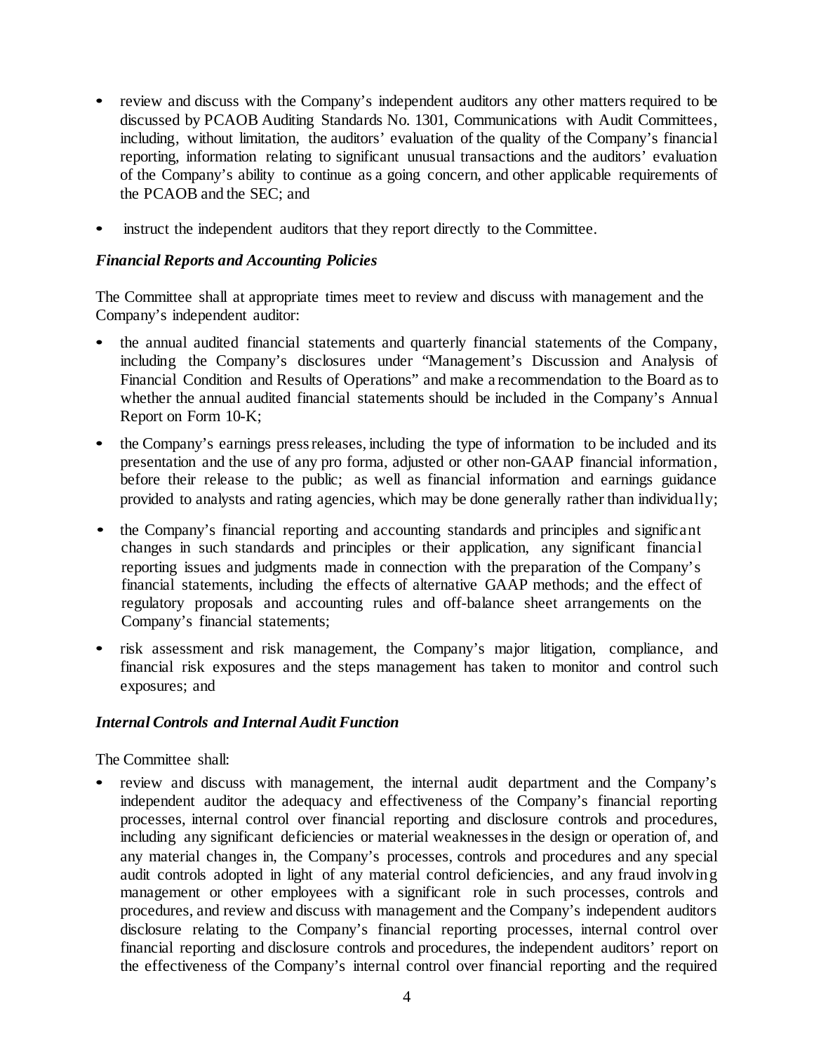- review and discuss with the Company's independent auditors any other matters required to be discussed by PCAOB Auditing Standards No. 1301, Communications with Audit Committees, including, without limitation, the auditors' evaluation of the quality of the Company's financial reporting, information relating to significant unusual transactions and the auditors' evaluation of the Company's ability to continue as a going concern, and other applicable requirements of the PCAOB and the SEC; and
- instruct the independent auditors that they report directly to the Committee.

### *Financial Reports and Accounting Policies*

The Committee shall at appropriate times meet to review and discuss with management and the Company's independent auditor:

- the annual audited financial statements and quarterly financial statements of the Company, including the Company's disclosures under "Management's Discussion and Analysis of Financial Condition and Results of Operations" and make a recommendation to the Board as to whether the annual audited financial statements should be included in the Company's Annual Report on Form 10-K;
- the Company's earnings press releases, including the type of information to be included and its presentation and the use of any pro forma, adjusted or other non-GAAP financial information, before their release to the public; as well as financial information and earnings guidance provided to analysts and rating agencies, which may be done generally rather than individually;
- the Company's financial reporting and accounting standards and principles and significant changes in such standards and principles or their application, any significant financial reporting issues and judgments made in connection with the preparation of the Company's financial statements, including the effects of alternative GAAP methods; and the effect of regulatory proposals and accounting rules and off-balance sheet arrangements on the Company's financial statements;
- risk assessment and risk management, the Company's major litigation, compliance, and financial risk exposures and the steps management has taken to monitor and control such exposures; and

### *Internal Controls and Internal Audit Function*

The Committee shall:

- review and discuss with management, the internal audit department and the Company's independent auditor the adequacy and effectiveness of the Company's financial reporting processes, internal control over financial reporting and disclosure controls and procedures, including any significant deficiencies or material weaknesses in the design or operation of, and any material changes in, the Company's processes, controls and procedures and any special audit controls adopted in light of any material control deficiencies, and any fraud involving management or other employees with a significant role in such processes, controls and procedures, and review and discuss with management and the Company's independent auditors disclosure relating to the Company's financial reporting processes, internal control over financial reporting and disclosure controls and procedures, the independent auditors' report on the effectiveness of the Company's internal control over financial reporting and the required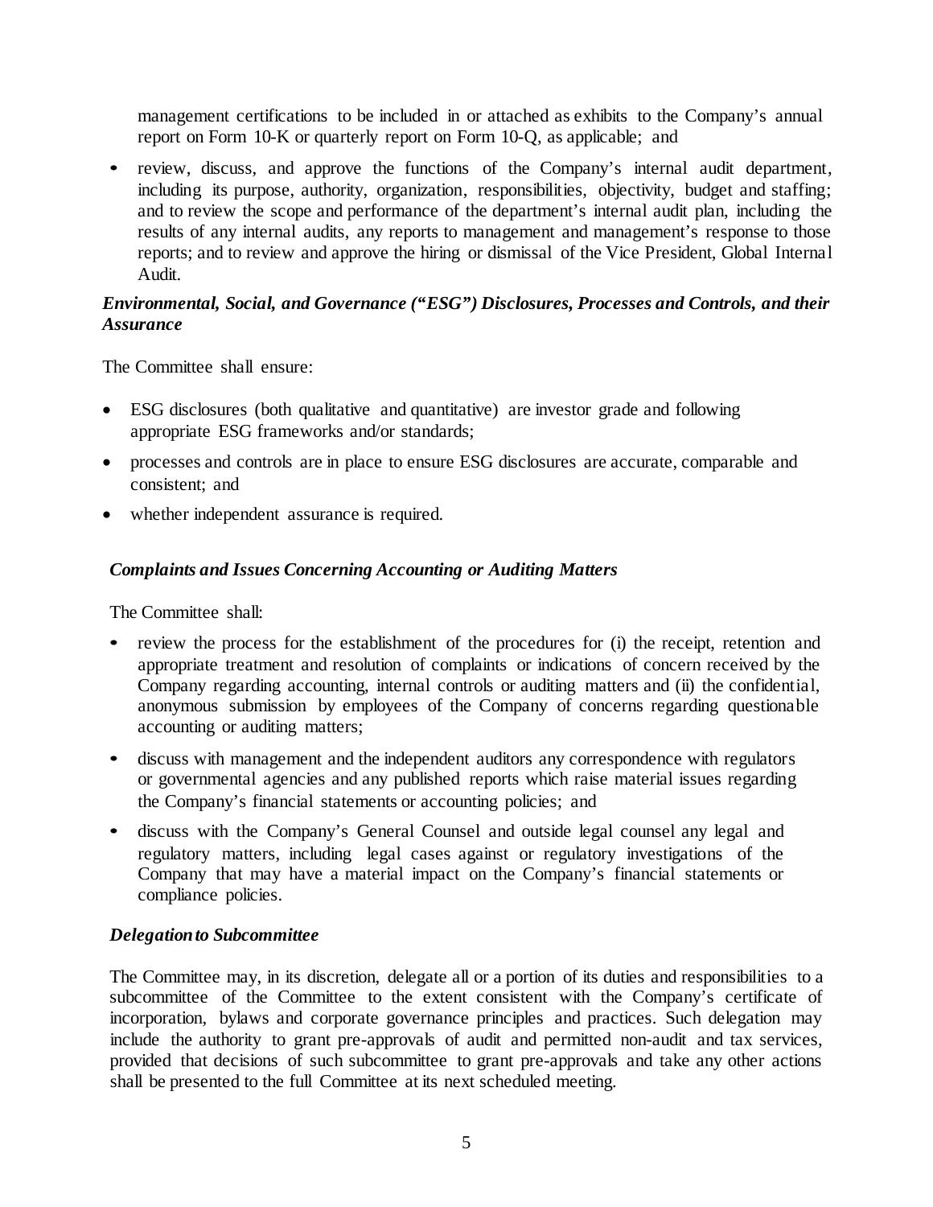management certifications to be included in or attached as exhibits to the Company's annual report on Form 10-K or quarterly report on Form 10-Q, as applicable; and

- review, discuss, and approve the functions of the Company's internal audit department, including its purpose, authority, organization, responsibilities, objectivity, budget and staffing; and to review the scope and performance of the department's internal audit plan, including the results of any internal audits, any reports to management and management's response to those reports; and to review and approve the hiring or dismissal of the Vice President, Global Internal Audit.

***Environmental, Social, and Governance ("ESG") Disclosures, Processes and Controls, and their Assurance***

The Committee shall ensure:

- ESG disclosures (both qualitative and quantitative) are investor grade and following appropriate ESG frameworks and/or standards;
- processes and controls are in place to ensure ESG disclosures are accurate, comparable and consistent; and
- whether independent assurance is required.

***Complaints and Issues Concerning Accounting or Auditing Matters***

The Committee shall:

- review the process for the establishment of the procedures for (i) the receipt, retention and appropriate treatment and resolution of complaints or indications of concern received by the Company regarding accounting, internal controls or auditing matters and (ii) the confidential, anonymous submission by employees of the Company of concerns regarding questionable accounting or auditing matters;
- discuss with management and the independent auditors any correspondence with regulators or governmental agencies and any published reports which raise material issues regarding the Company's financial statements or accounting policies; and
- discuss with the Company's General Counsel and outside legal counsel any legal and regulatory matters, including legal cases against or regulatory investigations of the Company that may have a material impact on the Company's financial statements or compliance policies.

***Delegation to Subcommittee***

The Committee may, in its discretion, delegate all or a portion of its duties and responsibilities to a subcommittee of the Committee to the extent consistent with the Company's certificate of incorporation, bylaws and corporate governance principles and practices. Such delegation may include the authority to grant pre-approvals of audit and permitted non-audit and tax services, provided that decisions of such subcommittee to grant pre-approvals and take any other actions shall be presented to the full Committee at its next scheduled meeting.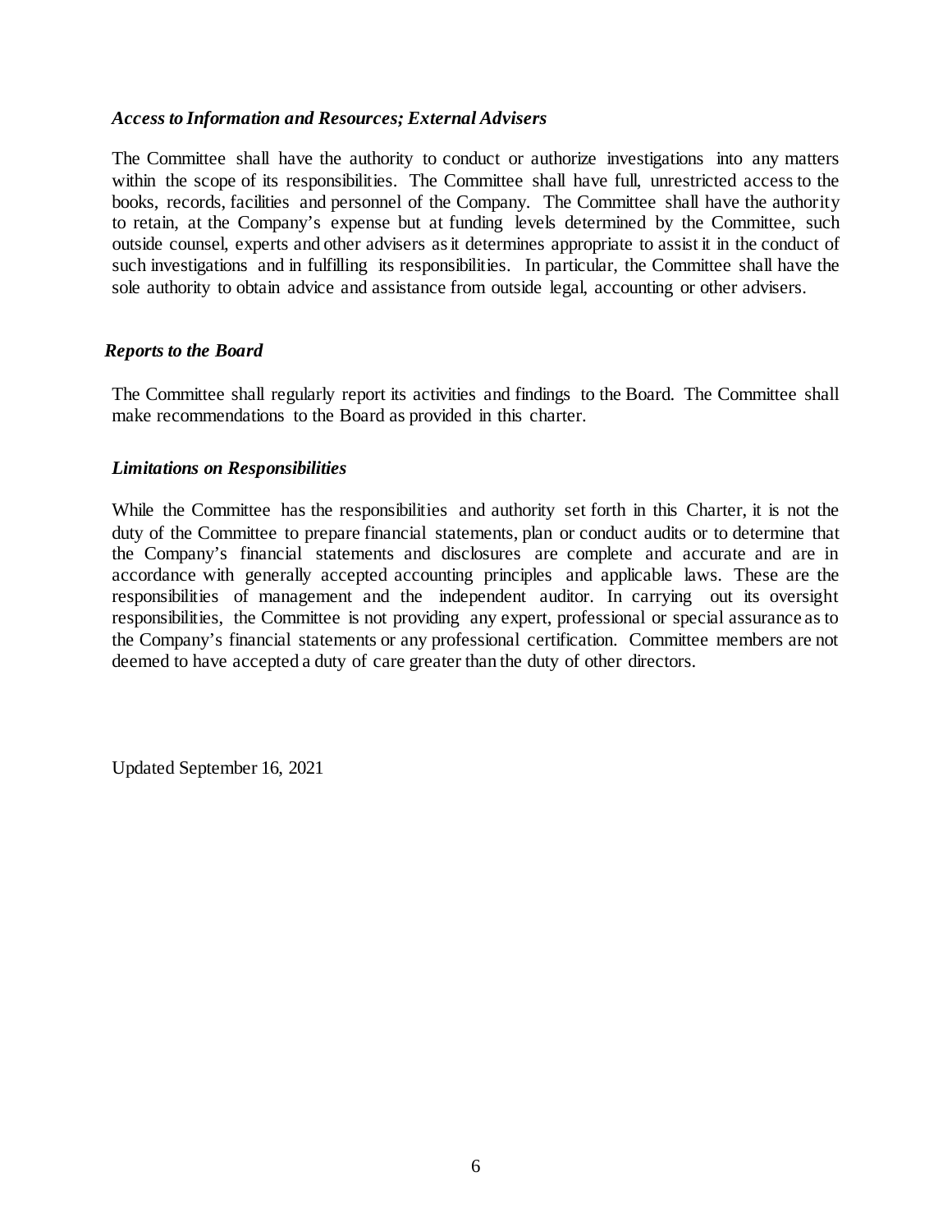***Access to Information and Resources; External Advisers***

The Committee shall have the authority to conduct or authorize investigations into any matters within the scope of its responsibilities. The Committee shall have full, unrestricted access to the books, records, facilities and personnel of the Company. The Committee shall have the authority to retain, at the Company's expense but at funding levels determined by the Committee, such outside counsel, experts and other advisers as it determines appropriate to assist it in the conduct of such investigations and in fulfilling its responsibilities. In particular, the Committee shall have the sole authority to obtain advice and assistance from outside legal, accounting or other advisers.

***Reports to the Board***

The Committee shall regularly report its activities and findings to the Board. The Committee shall make recommendations to the Board as provided in this charter.

***Limitations on Responsibilities***

While the Committee has the responsibilities and authority set forth in this Charter, it is not the duty of the Committee to prepare financial statements, plan or conduct audits or to determine that the Company's financial statements and disclosures are complete and accurate and are in accordance with generally accepted accounting principles and applicable laws. These are the responsibilities of management and the independent auditor. In carrying out its oversight responsibilities, the Committee is not providing any expert, professional or special assurance as to the Company's financial statements or any professional certification. Committee members are not deemed to have accepted a duty of care greater than the duty of other directors.

Updated September 16, 2021